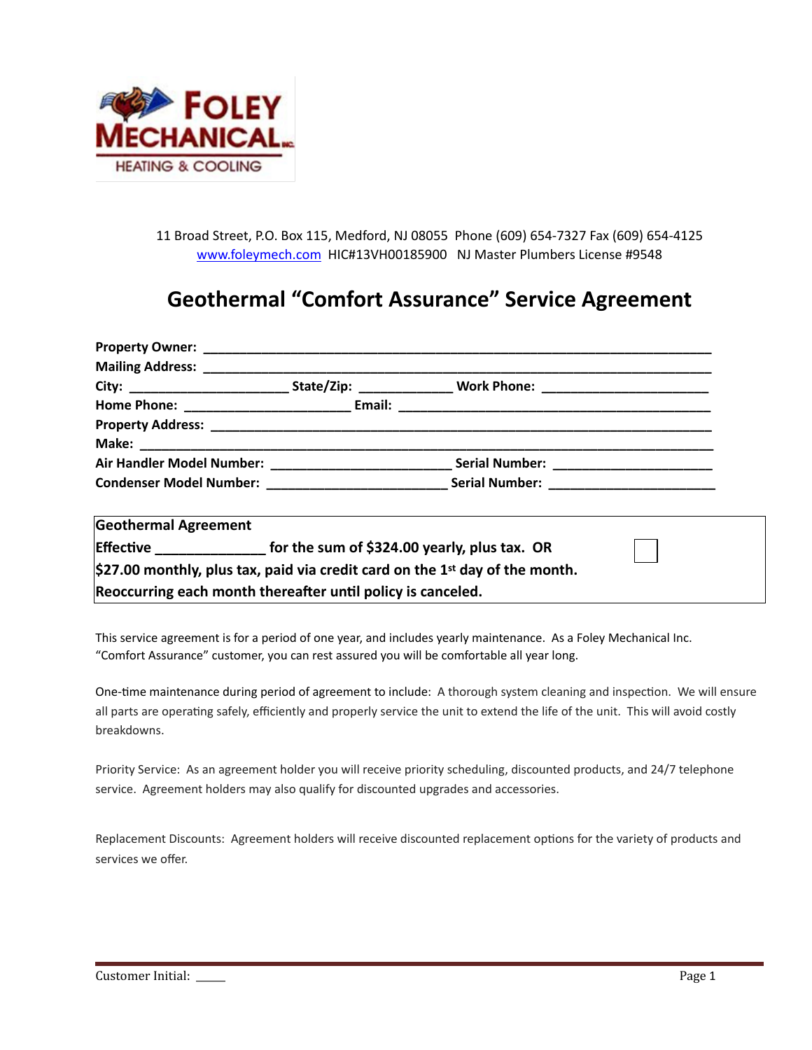FOLEY MECHANICAL INC.
HEATING & COOLING

11 Broad Street, P.O. Box 115, Medford, NJ 08055 Phone (609) 654-7327 Fax (609) 654-4125
www.foleymech.com HIC#13VH00185900 NJ Master Plumbers License #9548

# Geothermal "Comfort Assurance" Service Agreement

**Property Owner:** ______________________________________________

**Mailing Address:** ______________________________________________

**City:** ____________________ **State/Zip:** ____________ **Work Phone:** ____________________

**Home Phone:** ____________________ **Email:** ______________________________

**Property Address:** ______________________________________________

**Make:** ______________________________________________

**Air Handler Model Number:** ____________________ **Serial Number:** ____________________

**Condenser Model Number:** ____________________ **Serial Number:** ____________________

| **Geothermal Agreement** | |
|---|---|
| **Effective _____________ for the sum of $324.00 yearly, plus tax. OR** | ☐ |
| **$27.00 monthly, plus tax, paid via credit card on the 1st day of the month.** | |
| **Reoccurring each month thereafter until policy is canceled.** | |

This service agreement is for a period of one year, and includes yearly maintenance. As a Foley Mechanical Inc. "Comfort Assurance" customer, you can rest assured you will be comfortable all year long.

One-time maintenance during period of agreement to include: A thorough system cleaning and inspection. We will ensure all parts are operating safely, efficiently and properly service the unit to extend the life of the unit. This will avoid costly breakdowns.

Priority Service: As an agreement holder you will receive priority scheduling, discounted products, and 24/7 telephone service. Agreement holders may also qualify for discounted upgrades and accessories.

Replacement Discounts: Agreement holders will receive discounted replacement options for the variety of products and services we offer.

Customer Initial: _____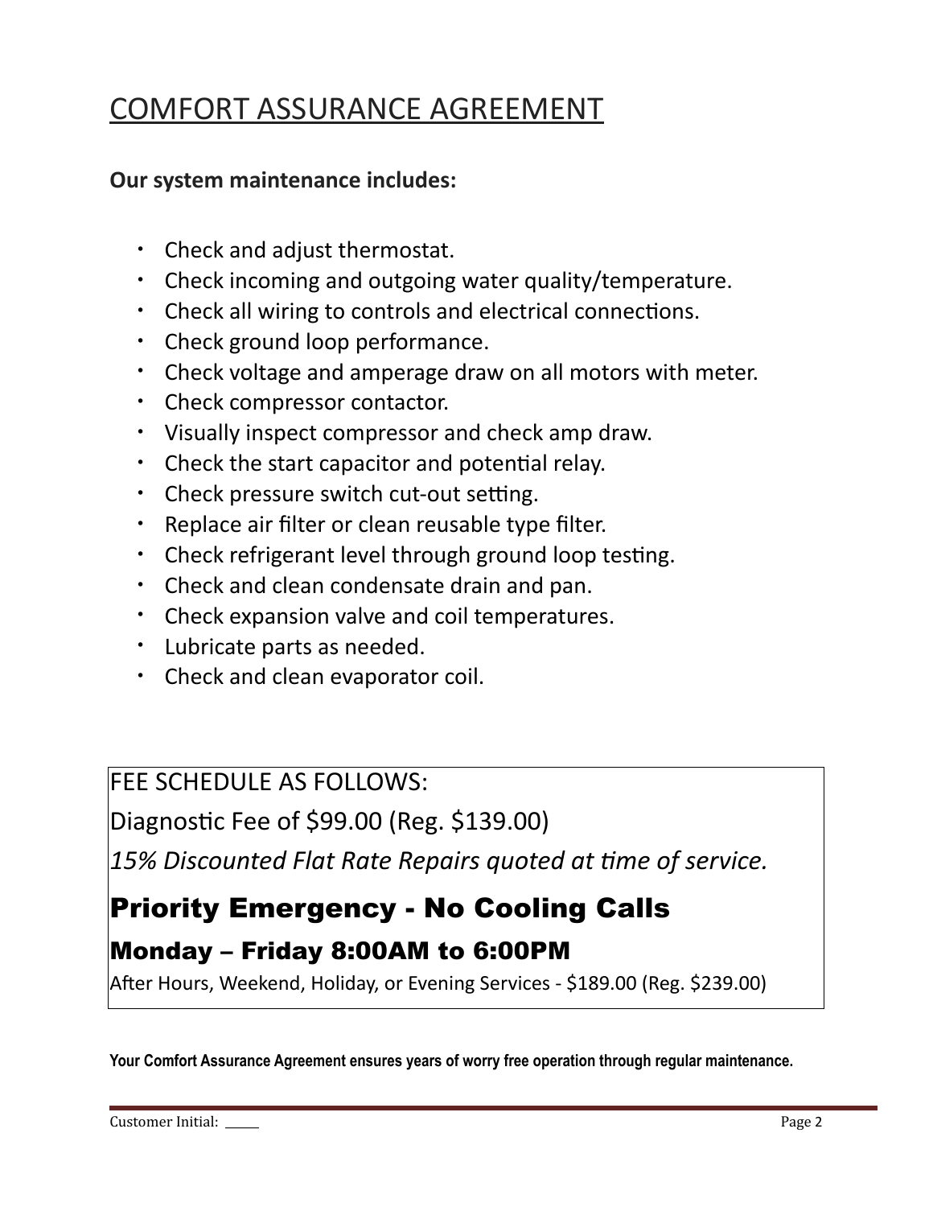# COMFORT ASSURANCE AGREEMENT

**Our system maintenance includes:**

- Check and adjust thermostat.
- Check incoming and outgoing water quality/temperature.
- Check all wiring to controls and electrical connections.
- Check ground loop performance.
- Check voltage and amperage draw on all motors with meter.
- Check compressor contactor.
- Visually inspect compressor and check amp draw.
- Check the start capacitor and potential relay.
- Check pressure switch cut-out setting.
- Replace air filter or clean reusable type filter.
- Check refrigerant level through ground loop testing.
- Check and clean condensate drain and pan.
- Check expansion valve and coil temperatures.
- Lubricate parts as needed.
- Check and clean evaporator coil.

FEE SCHEDULE AS FOLLOWS:

Diagnostic Fee of $99.00 (Reg. $139.00)

*15% Discounted Flat Rate Repairs quoted at time of service.*

## Priority Emergency - No Cooling Calls

### Monday – Friday 8:00AM to 6:00PM

After Hours, Weekend, Holiday, or Evening Services - $189.00 (Reg. $239.00)

**Your Comfort Assurance Agreement ensures years of worry free operation through regular maintenance.**

Customer Initial: _____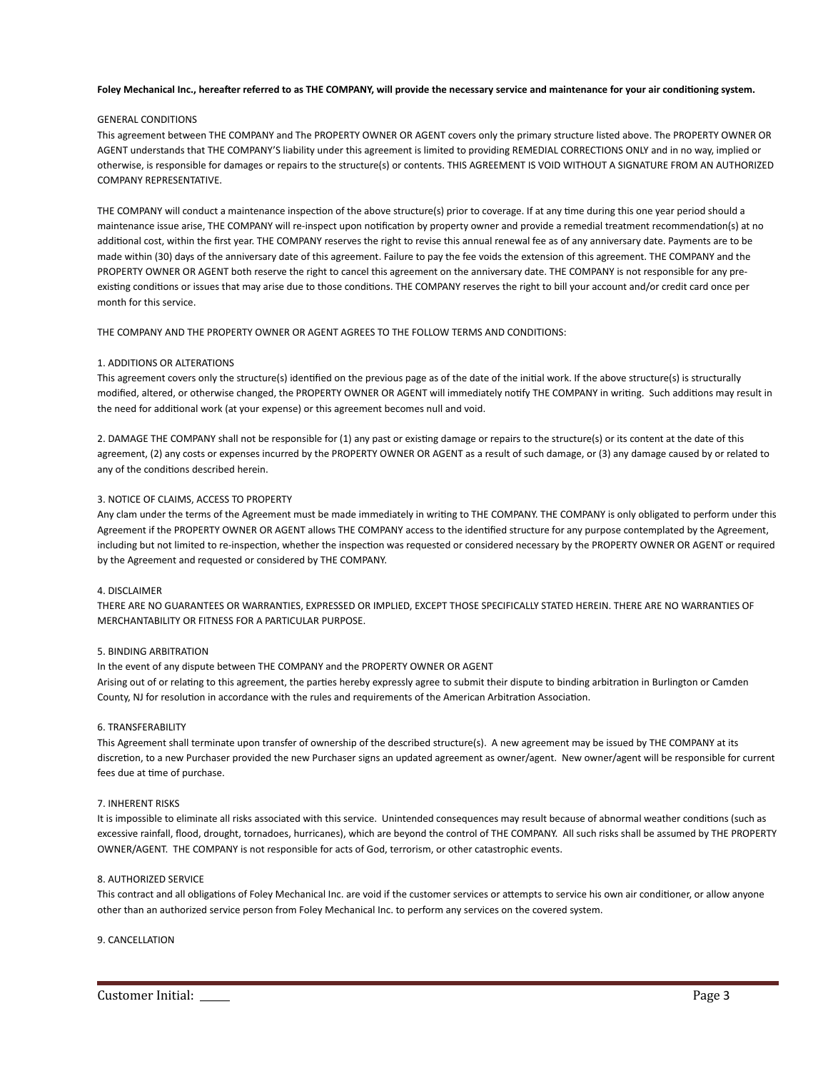**Foley Mechanical Inc., hereafter referred to as THE COMPANY, will provide the necessary service and maintenance for your air conditioning system.**

GENERAL CONDITIONS

This agreement between THE COMPANY and The PROPERTY OWNER OR AGENT covers only the primary structure listed above. The PROPERTY OWNER OR AGENT understands that THE COMPANY'S liability under this agreement is limited to providing REMEDIAL CORRECTIONS ONLY and in no way, implied or otherwise, is responsible for damages or repairs to the structure(s) or contents. THIS AGREEMENT IS VOID WITHOUT A SIGNATURE FROM AN AUTHORIZED COMPANY REPRESENTATIVE.

THE COMPANY will conduct a maintenance inspection of the above structure(s) prior to coverage. If at any time during this one year period should a maintenance issue arise, THE COMPANY will re-inspect upon notification by property owner and provide a remedial treatment recommendation(s) at no additional cost, within the first year. THE COMPANY reserves the right to revise this annual renewal fee as of any anniversary date. Payments are to be made within (30) days of the anniversary date of this agreement. Failure to pay the fee voids the extension of this agreement. THE COMPANY and the PROPERTY OWNER OR AGENT both reserve the right to cancel this agreement on the anniversary date. THE COMPANY is not responsible for any pre-existing conditions or issues that may arise due to those conditions. THE COMPANY reserves the right to bill your account and/or credit card once per month for this service.

THE COMPANY AND THE PROPERTY OWNER OR AGENT AGREES TO THE FOLLOW TERMS AND CONDITIONS:

1. ADDITIONS OR ALTERATIONS

This agreement covers only the structure(s) identified on the previous page as of the date of the initial work. If the above structure(s) is structurally modified, altered, or otherwise changed, the PROPERTY OWNER OR AGENT will immediately notify THE COMPANY in writing. Such additions may result in the need for additional work (at your expense) or this agreement becomes null and void.

2. DAMAGE THE COMPANY shall not be responsible for (1) any past or existing damage or repairs to the structure(s) or its content at the date of this agreement, (2) any costs or expenses incurred by the PROPERTY OWNER OR AGENT as a result of such damage, or (3) any damage caused by or related to any of the conditions described herein.

3. NOTICE OF CLAIMS, ACCESS TO PROPERTY

Any clam under the terms of the Agreement must be made immediately in writing to THE COMPANY. THE COMPANY is only obligated to perform under this Agreement if the PROPERTY OWNER OR AGENT allows THE COMPANY access to the identified structure for any purpose contemplated by the Agreement, including but not limited to re-inspection, whether the inspection was requested or considered necessary by the PROPERTY OWNER OR AGENT or required by the Agreement and requested or considered by THE COMPANY.

4. DISCLAIMER

THERE ARE NO GUARANTEES OR WARRANTIES, EXPRESSED OR IMPLIED, EXCEPT THOSE SPECIFICALLY STATED HEREIN. THERE ARE NO WARRANTIES OF MERCHANTABILITY OR FITNESS FOR A PARTICULAR PURPOSE.

5. BINDING ARBITRATION

In the event of any dispute between THE COMPANY and the PROPERTY OWNER OR AGENT

Arising out of or relating to this agreement, the parties hereby expressly agree to submit their dispute to binding arbitration in Burlington or Camden County, NJ for resolution in accordance with the rules and requirements of the American Arbitration Association.

6. TRANSFERABILITY

This Agreement shall terminate upon transfer of ownership of the described structure(s). A new agreement may be issued by THE COMPANY at its discretion, to a new Purchaser provided the new Purchaser signs an updated agreement as owner/agent. New owner/agent will be responsible for current fees due at time of purchase.

7. INHERENT RISKS

It is impossible to eliminate all risks associated with this service. Unintended consequences may result because of abnormal weather conditions (such as excessive rainfall, flood, drought, tornadoes, hurricanes), which are beyond the control of THE COMPANY. All such risks shall be assumed by THE PROPERTY OWNER/AGENT. THE COMPANY is not responsible for acts of God, terrorism, or other catastrophic events.

8. AUTHORIZED SERVICE

This contract and all obligations of Foley Mechanical Inc. are void if the customer services or attempts to service his own air conditioner, or allow anyone other than an authorized service person from Foley Mechanical Inc. to perform any services on the covered system.

9. CANCELLATION

Customer Initial: _____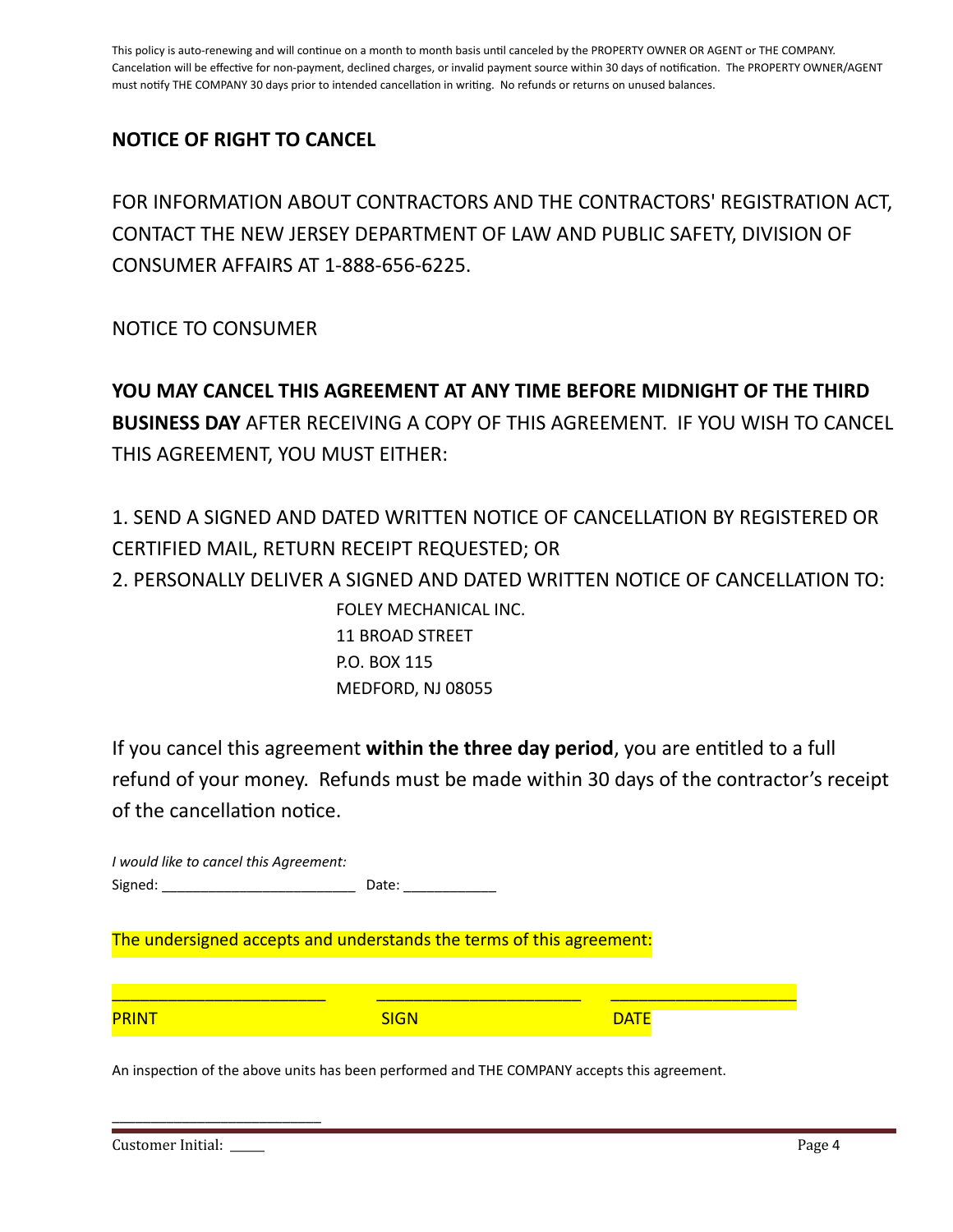This policy is auto-renewing and will continue on a month to month basis until canceled by the PROPERTY OWNER OR AGENT or THE COMPANY. Cancelation will be effective for non-payment, declined charges, or invalid payment source within 30 days of notification. The PROPERTY OWNER/AGENT must notify THE COMPANY 30 days prior to intended cancellation in writing. No refunds or returns on unused balances.

## NOTICE OF RIGHT TO CANCEL

FOR INFORMATION ABOUT CONTRACTORS AND THE CONTRACTORS' REGISTRATION ACT, CONTACT THE NEW JERSEY DEPARTMENT OF LAW AND PUBLIC SAFETY, DIVISION OF CONSUMER AFFAIRS AT 1-888-656-6225.

NOTICE TO CONSUMER

**YOU MAY CANCEL THIS AGREEMENT AT ANY TIME BEFORE MIDNIGHT OF THE THIRD BUSINESS DAY** AFTER RECEIVING A COPY OF THIS AGREEMENT. IF YOU WISH TO CANCEL THIS AGREEMENT, YOU MUST EITHER:

1. SEND A SIGNED AND DATED WRITTEN NOTICE OF CANCELLATION BY REGISTERED OR CERTIFIED MAIL, RETURN RECEIPT REQUESTED; OR
2. PERSONALLY DELIVER A SIGNED AND DATED WRITTEN NOTICE OF CANCELLATION TO:

FOLEY MECHANICAL INC.
11 BROAD STREET
P.O. BOX 115
MEDFORD, NJ 08055

If you cancel this agreement **within the three day period**, you are entitled to a full refund of your money. Refunds must be made within 30 days of the contractor's receipt of the cancellation notice.

*I would like to cancel this Agreement:*

Signed: ________________________ Date: ____________

The undersigned accepts and understands the terms of this agreement:

________________________ ________________________ ______________________

PRINT SIGN DATE

An inspection of the above units has been performed and THE COMPANY accepts this agreement.

___________________________

Customer Initial: _____